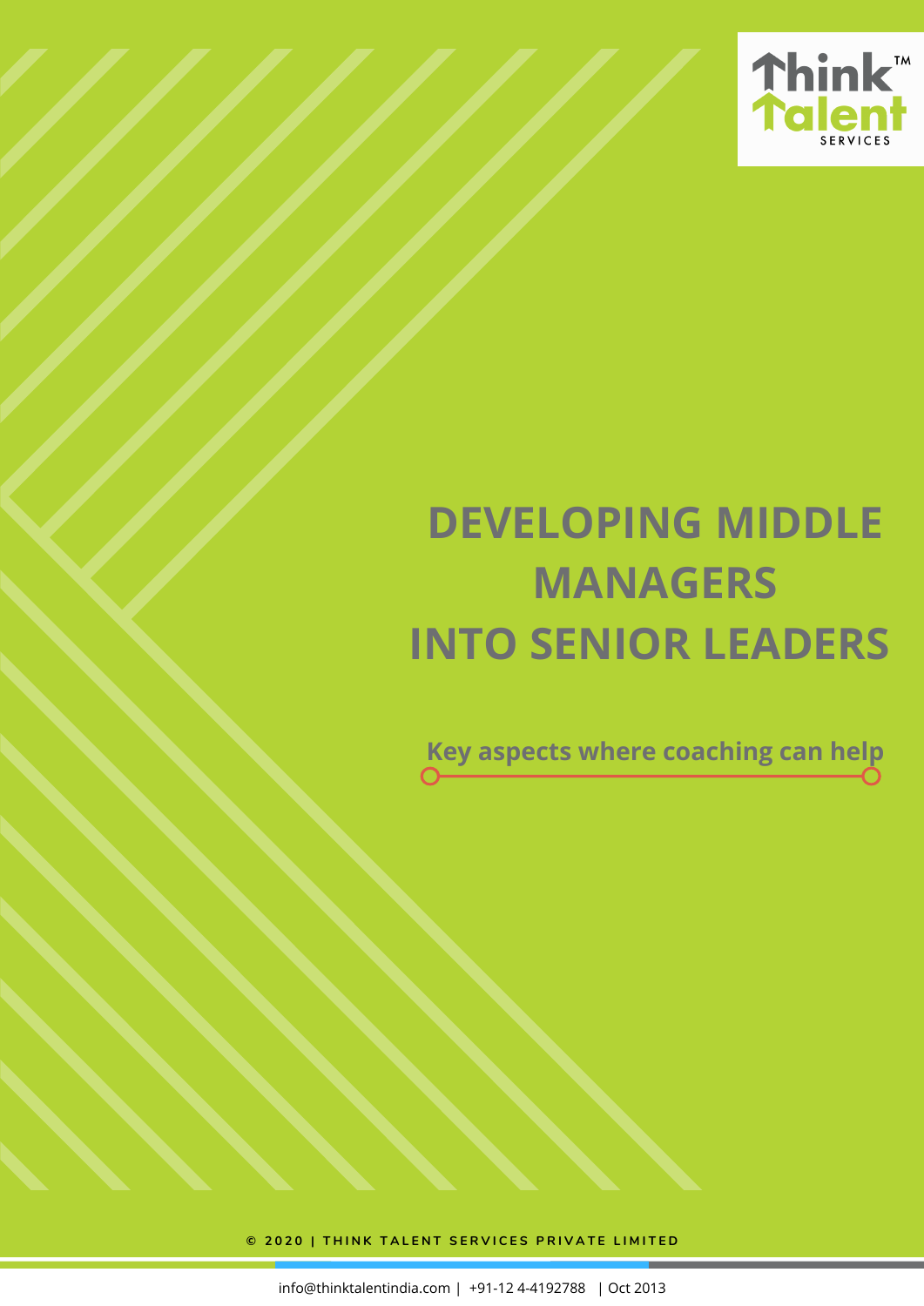Think Talent SERVICES

# DEVELOPING MIDDLE MANAGERS INTO SENIOR LEADERS

## Key aspects where coaching can help

© 2020 | THINK TALENT SERVICES PRIVATE LIMITED

info@thinktalentindia.com | +91-12 4-4192788 | Oct 2013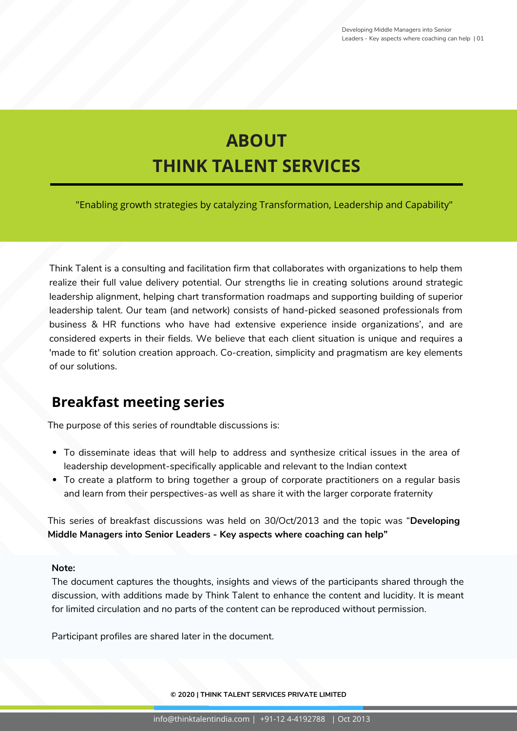# ABOUT
# THINK TALENT SERVICES

"Enabling growth strategies by catalyzing Transformation, Leadership and Capability"

Think Talent is a consulting and facilitation firm that collaborates with organizations to help them realize their full value delivery potential. Our strengths lie in creating solutions around strategic leadership alignment, helping chart transformation roadmaps and supporting building of superior leadership talent. Our team (and network) consists of hand-picked seasoned professionals from business & HR functions who have had extensive experience inside organizations', and are considered experts in their fields. We believe that each client situation is unique and requires a 'made to fit' solution creation approach. Co-creation, simplicity and pragmatism are key elements of our solutions.

## Breakfast meeting series

The purpose of this series of roundtable discussions is:

- To disseminate ideas that will help to address and synthesize critical issues in the area of leadership development-specifically applicable and relevant to the Indian context
- To create a platform to bring together a group of corporate practitioners on a regular basis and learn from their perspectives-as well as share it with the larger corporate fraternity

This series of breakfast discussions was held on 30/Oct/2013 and the topic was "**Developing Middle Managers into Senior Leaders - Key aspects where coaching can help"**

**Note:**

The document captures the thoughts, insights and views of the participants shared through the discussion, with additions made by Think Talent to enhance the content and lucidity. It is meant for limited circulation and no parts of the content can be reproduced without permission.

Participant profiles are shared later in the document.

**© 2020 | THINK TALENT SERVICES PRIVATE LIMITED**

info@thinktalentindia.com | +91-12 4-4192788 | Oct 2013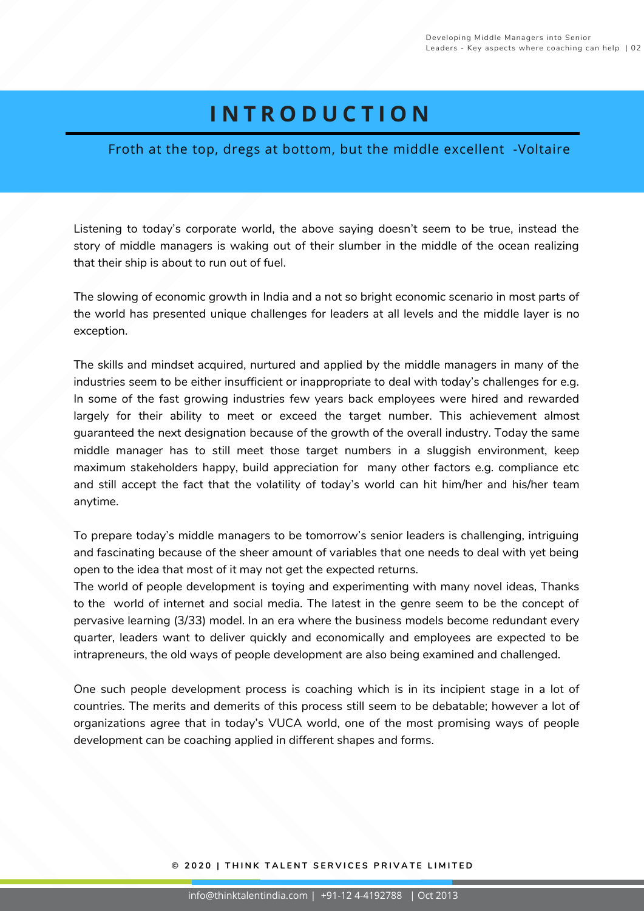# INTRODUCTION

Froth at the top, dregs at bottom, but the middle excellent -Voltaire

Listening to today's corporate world, the above saying doesn't seem to be true, instead the story of middle managers is waking out of their slumber in the middle of the ocean realizing that their ship is about to run out of fuel.

The slowing of economic growth in India and a not so bright economic scenario in most parts of the world has presented unique challenges for leaders at all levels and the middle layer is no exception.

The skills and mindset acquired, nurtured and applied by the middle managers in many of the industries seem to be either insufficient or inappropriate to deal with today's challenges for e.g. In some of the fast growing industries few years back employees were hired and rewarded largely for their ability to meet or exceed the target number. This achievement almost guaranteed the next designation because of the growth of the overall industry. Today the same middle manager has to still meet those target numbers in a sluggish environment, keep maximum stakeholders happy, build appreciation for many other factors e.g. compliance etc and still accept the fact that the volatility of today's world can hit him/her and his/her team anytime.

To prepare today's middle managers to be tomorrow's senior leaders is challenging, intriguing and fascinating because of the sheer amount of variables that one needs to deal with yet being open to the idea that most of it may not get the expected returns.

The world of people development is toying and experimenting with many novel ideas, Thanks to the world of internet and social media. The latest in the genre seem to be the concept of pervasive learning (3/33) model. In an era where the business models become redundant every quarter, leaders want to deliver quickly and economically and employees are expected to be intrapreneurs, the old ways of people development are also being examined and challenged.

One such people development process is coaching which is in its incipient stage in a lot of countries. The merits and demerits of this process still seem to be debatable; however a lot of organizations agree that in today's VUCA world, one of the most promising ways of people development can be coaching applied in different shapes and forms.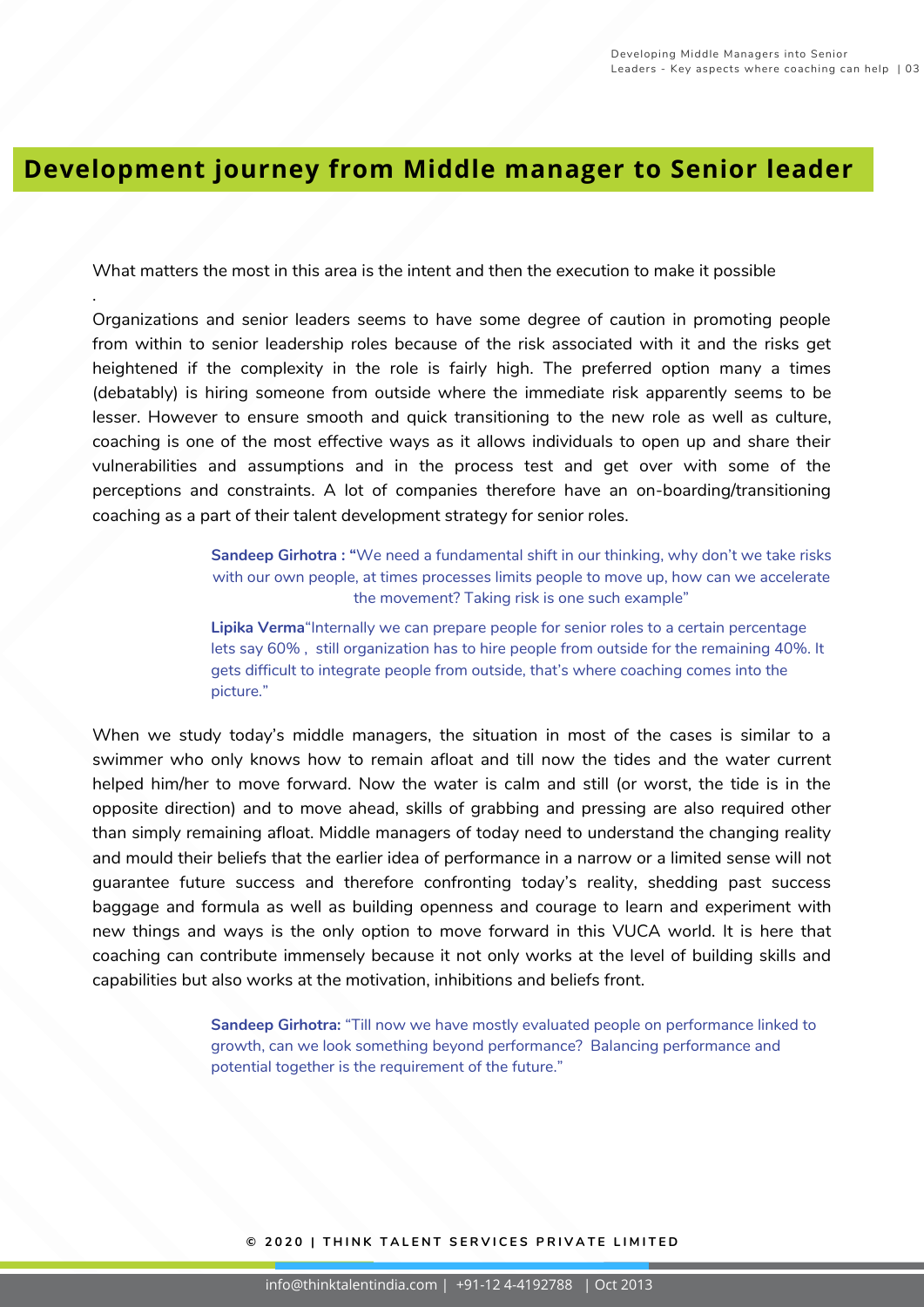## Development journey from Middle manager to Senior leader

What matters the most in this area is the intent and then the execution to make it possible

.

Organizations and senior leaders seems to have some degree of caution in promoting people from within to senior leadership roles because of the risk associated with it and the risks get heightened if the complexity in the role is fairly high. The preferred option many a times (debatably) is hiring someone from outside where the immediate risk apparently seems to be lesser. However to ensure smooth and quick transitioning to the new role as well as culture, coaching is one of the most effective ways as it allows individuals to open up and share their vulnerabilities and assumptions and in the process test and get over with some of the perceptions and constraints. A lot of companies therefore have an on-boarding/transitioning coaching as a part of their talent development strategy for senior roles.

> **Sandeep Girhotra : "**We need a fundamental shift in our thinking, why don't we take risks with our own people, at times processes limits people to move up, how can we accelerate the movement? Taking risk is one such example"

> **Lipika Verma**"Internally we can prepare people for senior roles to a certain percentage lets say 60% , still organization has to hire people from outside for the remaining 40%. It gets difficult to integrate people from outside, that's where coaching comes into the picture."

When we study today's middle managers, the situation in most of the cases is similar to a swimmer who only knows how to remain afloat and till now the tides and the water current helped him/her to move forward. Now the water is calm and still (or worst, the tide is in the opposite direction) and to move ahead, skills of grabbing and pressing are also required other than simply remaining afloat. Middle managers of today need to understand the changing reality and mould their beliefs that the earlier idea of performance in a narrow or a limited sense will not guarantee future success and therefore confronting today's reality, shedding past success baggage and formula as well as building openness and courage to learn and experiment with new things and ways is the only option to move forward in this VUCA world. It is here that coaching can contribute immensely because it not only works at the level of building skills and capabilities but also works at the motivation, inhibitions and beliefs front.

> **Sandeep Girhotra:** "Till now we have mostly evaluated people on performance linked to growth, can we look something beyond performance? Balancing performance and potential together is the requirement of the future."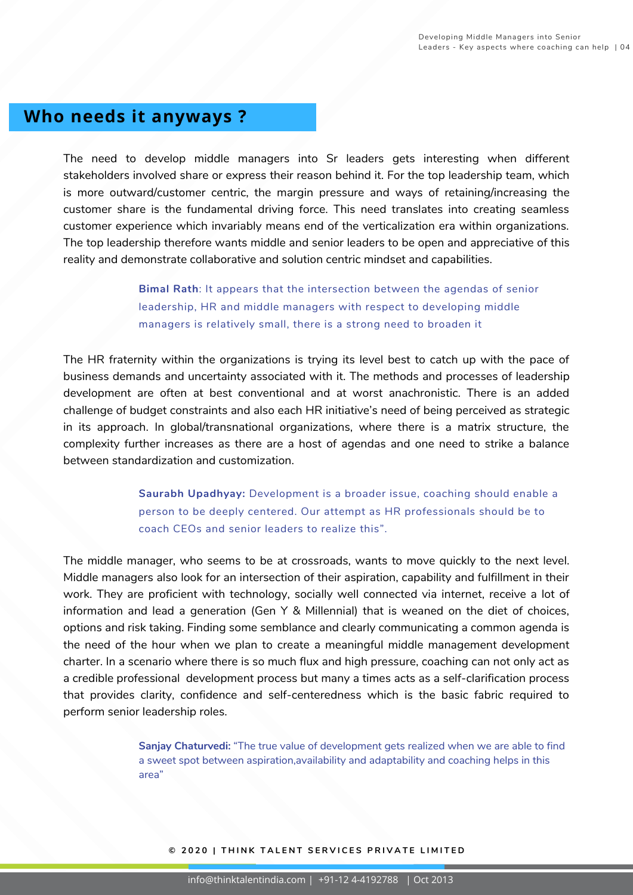## Who needs it anyways ?

The need to develop middle managers into Sr leaders gets interesting when different stakeholders involved share or express their reason behind it. For the top leadership team, which is more outward/customer centric, the margin pressure and ways of retaining/increasing the customer share is the fundamental driving force. This need translates into creating seamless customer experience which invariably means end of the verticalization era within organizations. The top leadership therefore wants middle and senior leaders to be open and appreciative of this reality and demonstrate collaborative and solution centric mindset and capabilities.

> **Bimal Rath**: It appears that the intersection between the agendas of senior leadership, HR and middle managers with respect to developing middle managers is relatively small, there is a strong need to broaden it

The HR fraternity within the organizations is trying its level best to catch up with the pace of business demands and uncertainty associated with it. The methods and processes of leadership development are often at best conventional and at worst anachronistic. There is an added challenge of budget constraints and also each HR initiative's need of being perceived as strategic in its approach. In global/transnational organizations, where there is a matrix structure, the complexity further increases as there are a host of agendas and one need to strike a balance between standardization and customization.

> **Saurabh Upadhyay:** Development is a broader issue, coaching should enable a person to be deeply centered. Our attempt as HR professionals should be to coach CEOs and senior leaders to realize this".

The middle manager, who seems to be at crossroads, wants to move quickly to the next level. Middle managers also look for an intersection of their aspiration, capability and fulfillment in their work. They are proficient with technology, socially well connected via internet, receive a lot of information and lead a generation (Gen Y & Millennial) that is weaned on the diet of choices, options and risk taking. Finding some semblance and clearly communicating a common agenda is the need of the hour when we plan to create a meaningful middle management development charter. In a scenario where there is so much flux and high pressure, coaching can not only act as a credible professional development process but many a times acts as a self-clarification process that provides clarity, confidence and self-centeredness which is the basic fabric required to perform senior leadership roles.

> **Sanjay Chaturvedi:** "The true value of development gets realized when we are able to find a sweet spot between aspiration,availability and adaptability and coaching helps in this area"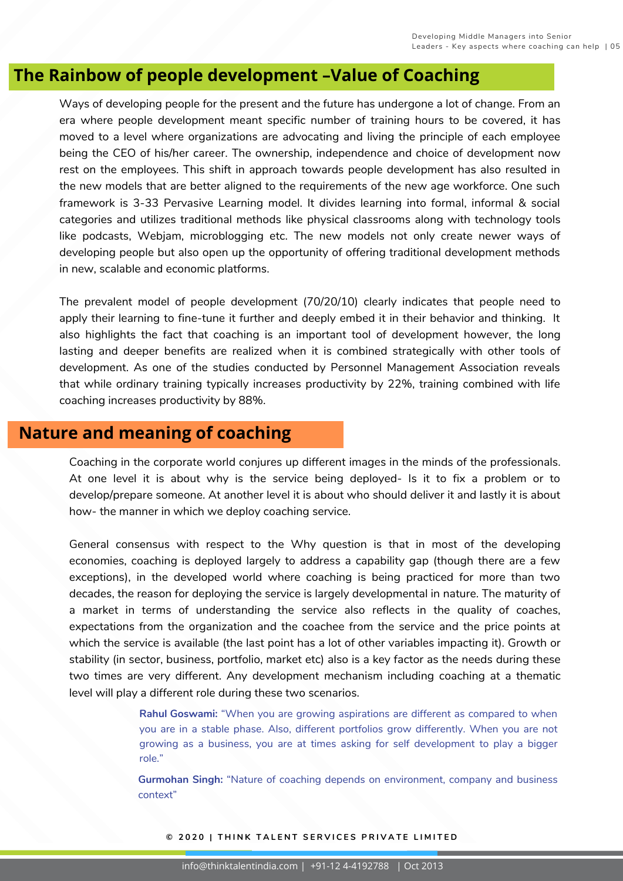## The Rainbow of people development –Value of Coaching

Ways of developing people for the present and the future has undergone a lot of change. From an era where people development meant specific number of training hours to be covered, it has moved to a level where organizations are advocating and living the principle of each employee being the CEO of his/her career. The ownership, independence and choice of development now rest on the employees. This shift in approach towards people development has also resulted in the new models that are better aligned to the requirements of the new age workforce. One such framework is 3-33 Pervasive Learning model. It divides learning into formal, informal & social categories and utilizes traditional methods like physical classrooms along with technology tools like podcasts, Webjam, microblogging etc. The new models not only create newer ways of developing people but also open up the opportunity of offering traditional development methods in new, scalable and economic platforms.

The prevalent model of people development (70/20/10) clearly indicates that people need to apply their learning to fine-tune it further and deeply embed it in their behavior and thinking. It also highlights the fact that coaching is an important tool of development however, the long lasting and deeper benefits are realized when it is combined strategically with other tools of development. As one of the studies conducted by Personnel Management Association reveals that while ordinary training typically increases productivity by 22%, training combined with life coaching increases productivity by 88%.

## Nature and meaning of coaching

Coaching in the corporate world conjures up different images in the minds of the professionals. At one level it is about why is the service being deployed- Is it to fix a problem or to develop/prepare someone. At another level it is about who should deliver it and lastly it is about how- the manner in which we deploy coaching service.

General consensus with respect to the Why question is that in most of the developing economies, coaching is deployed largely to address a capability gap (though there are a few exceptions), in the developed world where coaching is being practiced for more than two decades, the reason for deploying the service is largely developmental in nature. The maturity of a market in terms of understanding the service also reflects in the quality of coaches, expectations from the organization and the coachee from the service and the price points at which the service is available (the last point has a lot of other variables impacting it). Growth or stability (in sector, business, portfolio, market etc) also is a key factor as the needs during these two times are very different. Any development mechanism including coaching at a thematic level will play a different role during these two scenarios.

**Rahul Goswami:** "When you are growing aspirations are different as compared to when you are in a stable phase. Also, different portfolios grow differently. When you are not growing as a business, you are at times asking for self development to play a bigger role."

**Gurmohan Singh:** "Nature of coaching depends on environment, company and business context"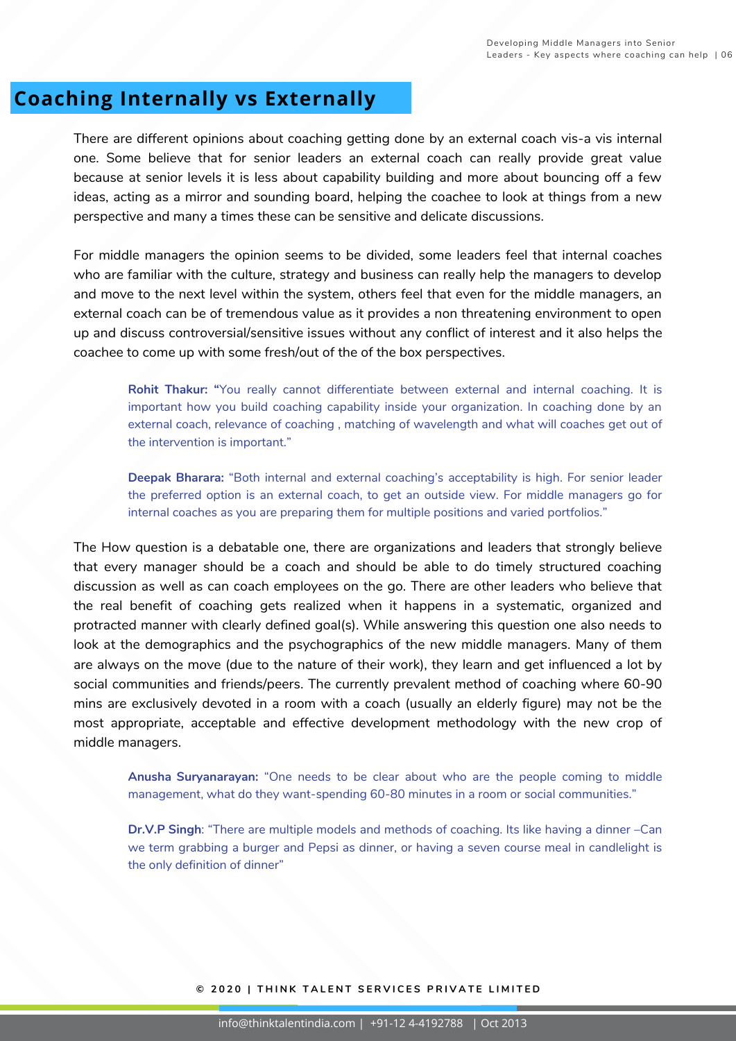## Coaching Internally vs Externally

There are different opinions about coaching getting done by an external coach vis-a vis internal one. Some believe that for senior leaders an external coach can really provide great value because at senior levels it is less about capability building and more about bouncing off a few ideas, acting as a mirror and sounding board, helping the coachee to look at things from a new perspective and many a times these can be sensitive and delicate discussions.

For middle managers the opinion seems to be divided, some leaders feel that internal coaches who are familiar with the culture, strategy and business can really help the managers to develop and move to the next level within the system, others feel that even for the middle managers, an external coach can be of tremendous value as it provides a non threatening environment to open up and discuss controversial/sensitive issues without any conflict of interest and it also helps the coachee to come up with some fresh/out of the of the box perspectives.

> **Rohit Thakur:** "You really cannot differentiate between external and internal coaching. It is important how you build coaching capability inside your organization. In coaching done by an external coach, relevance of coaching , matching of wavelength and what will coaches get out of the intervention is important."

> **Deepak Bharara:** "Both internal and external coaching's acceptability is high. For senior leader the preferred option is an external coach, to get an outside view. For middle managers go for internal coaches as you are preparing them for multiple positions and varied portfolios."

The How question is a debatable one, there are organizations and leaders that strongly believe that every manager should be a coach and should be able to do timely structured coaching discussion as well as can coach employees on the go. There are other leaders who believe that the real benefit of coaching gets realized when it happens in a systematic, organized and protracted manner with clearly defined goal(s). While answering this question one also needs to look at the demographics and the psychographics of the new middle managers. Many of them are always on the move (due to the nature of their work), they learn and get influenced a lot by social communities and friends/peers. The currently prevalent method of coaching where 60-90 mins are exclusively devoted in a room with a coach (usually an elderly figure) may not be the most appropriate, acceptable and effective development methodology with the new crop of middle managers.

> **Anusha Suryanarayan:** "One needs to be clear about who are the people coming to middle management, what do they want-spending 60-80 minutes in a room or social communities."

> **Dr.V.P Singh**: "There are multiple models and methods of coaching. Its like having a dinner –Can we term grabbing a burger and Pepsi as dinner, or having a seven course meal in candlelight is the only definition of dinner"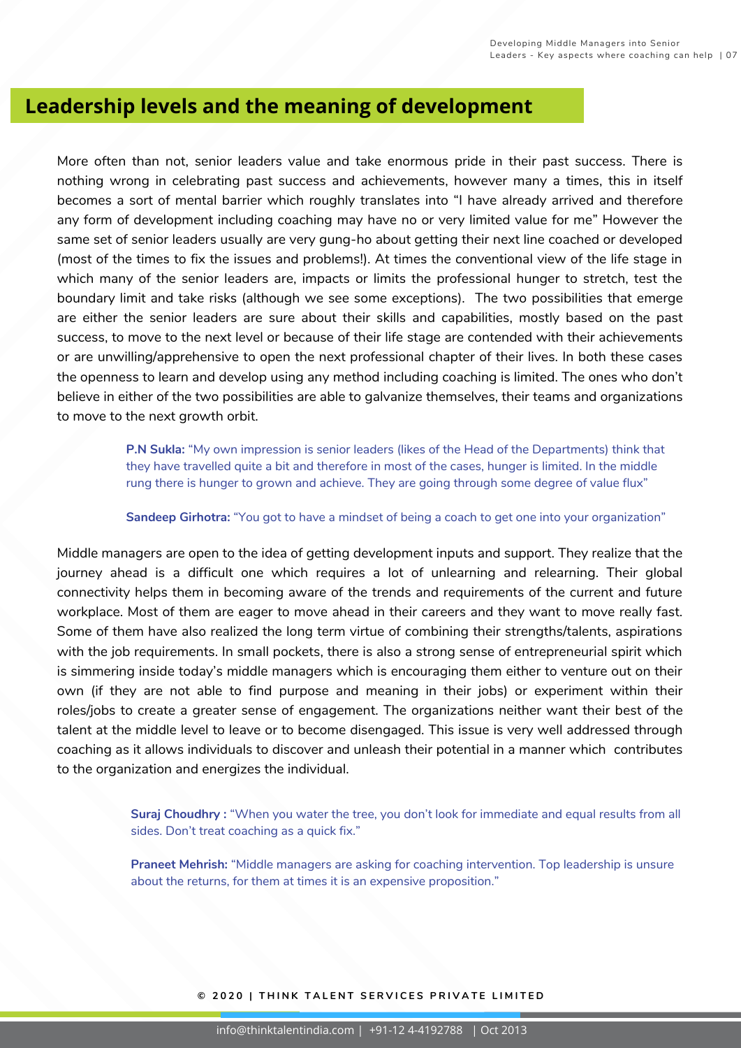## Leadership levels and the meaning of development

More often than not, senior leaders value and take enormous pride in their past success. There is nothing wrong in celebrating past success and achievements, however many a times, this in itself becomes a sort of mental barrier which roughly translates into "I have already arrived and therefore any form of development including coaching may have no or very limited value for me" However the same set of senior leaders usually are very gung-ho about getting their next line coached or developed (most of the times to fix the issues and problems!). At times the conventional view of the life stage in which many of the senior leaders are, impacts or limits the professional hunger to stretch, test the boundary limit and take risks (although we see some exceptions). The two possibilities that emerge are either the senior leaders are sure about their skills and capabilities, mostly based on the past success, to move to the next level or because of their life stage are contended with their achievements or are unwilling/apprehensive to open the next professional chapter of their lives. In both these cases the openness to learn and develop using any method including coaching is limited. The ones who don't believe in either of the two possibilities are able to galvanize themselves, their teams and organizations to move to the next growth orbit.

> **P.N Sukla:** "My own impression is senior leaders (likes of the Head of the Departments) think that they have travelled quite a bit and therefore in most of the cases, hunger is limited. In the middle rung there is hunger to grown and achieve. They are going through some degree of value flux"
>
> **Sandeep Girhotra:** "You got to have a mindset of being a coach to get one into your organization"

Middle managers are open to the idea of getting development inputs and support. They realize that the journey ahead is a difficult one which requires a lot of unlearning and relearning. Their global connectivity helps them in becoming aware of the trends and requirements of the current and future workplace. Most of them are eager to move ahead in their careers and they want to move really fast. Some of them have also realized the long term virtue of combining their strengths/talents, aspirations with the job requirements. In small pockets, there is also a strong sense of entrepreneurial spirit which is simmering inside today's middle managers which is encouraging them either to venture out on their own (if they are not able to find purpose and meaning in their jobs) or experiment within their roles/jobs to create a greater sense of engagement. The organizations neither want their best of the talent at the middle level to leave or to become disengaged. This issue is very well addressed through coaching as it allows individuals to discover and unleash their potential in a manner which contributes to the organization and energizes the individual.

> **Suraj Choudhry :** "When you water the tree, you don't look for immediate and equal results from all sides. Don't treat coaching as a quick fix."
>
> **Praneet Mehrish:** "Middle managers are asking for coaching intervention. Top leadership is unsure about the returns, for them at times it is an expensive proposition."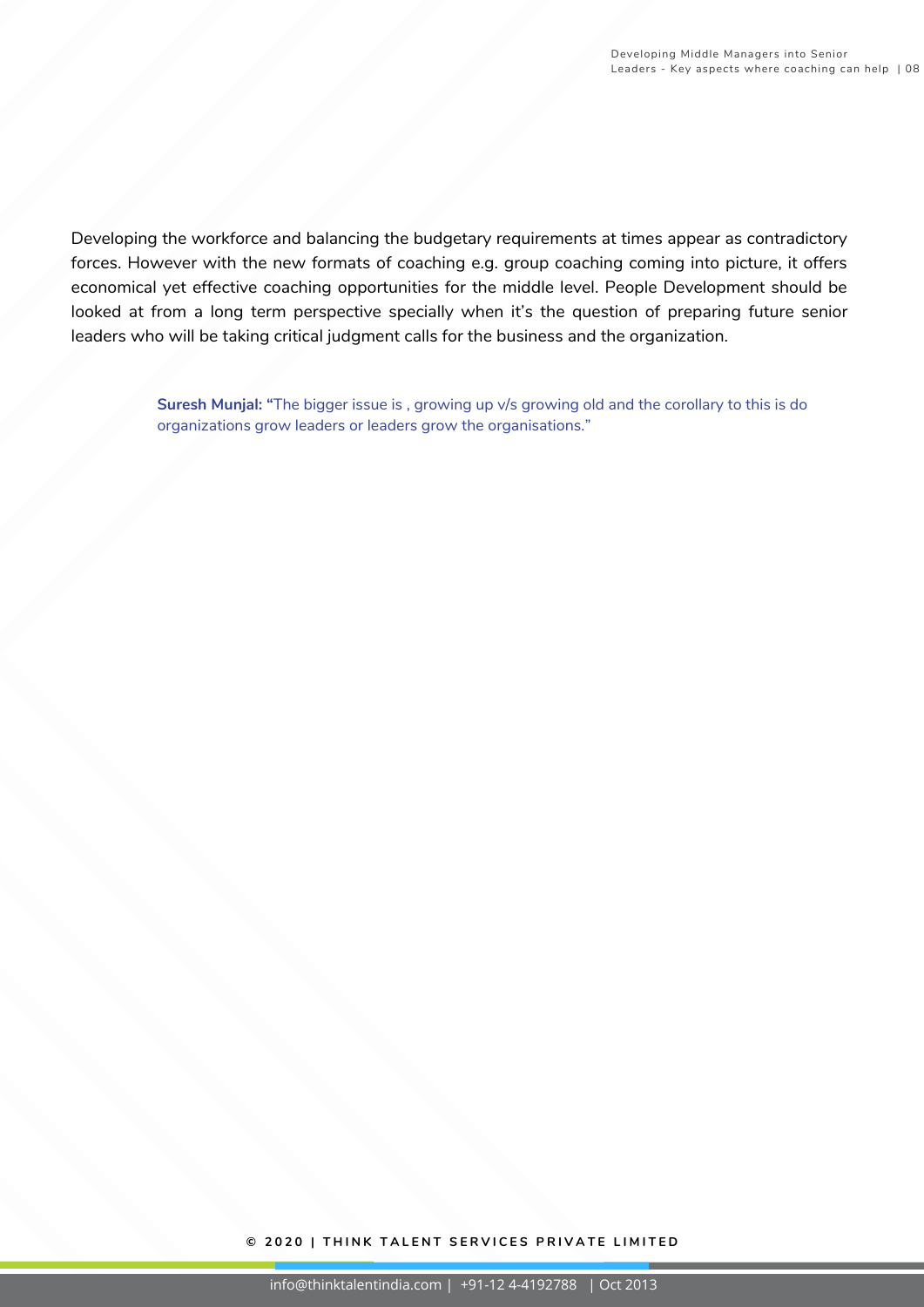Developing the workforce and balancing the budgetary requirements at times appear as contradictory forces. However with the new formats of coaching e.g. group coaching coming into picture, it offers economical yet effective coaching opportunities for the middle level. People Development should be looked at from a long term perspective specially when it's the question of preparing future senior leaders who will be taking critical judgment calls for the business and the organization.

> **Suresh Munjal: "**The bigger issue is , growing up v/s growing old and the corollary to this is do organizations grow leaders or leaders grow the organisations."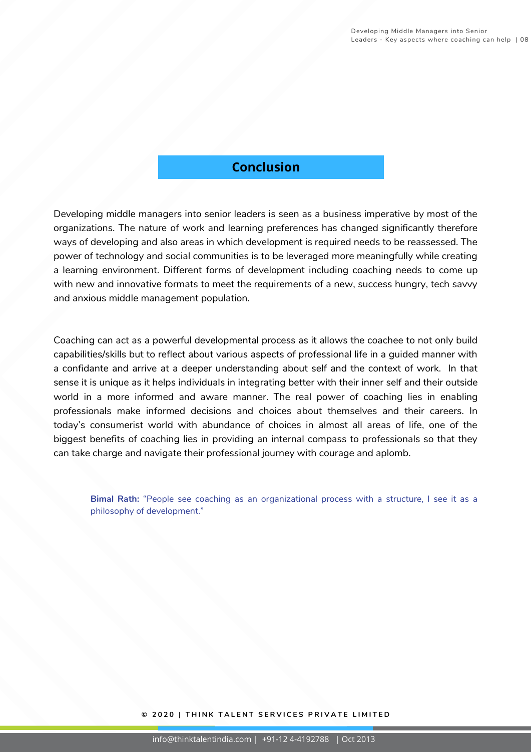## Conclusion

Developing middle managers into senior leaders is seen as a business imperative by most of the organizations. The nature of work and learning preferences has changed significantly therefore ways of developing and also areas in which development is required needs to be reassessed. The power of technology and social communities is to be leveraged more meaningfully while creating a learning environment. Different forms of development including coaching needs to come up with new and innovative formats to meet the requirements of a new, success hungry, tech savvy and anxious middle management population.

Coaching can act as a powerful developmental process as it allows the coachee to not only build capabilities/skills but to reflect about various aspects of professional life in a guided manner with a confidante and arrive at a deeper understanding about self and the context of work. In that sense it is unique as it helps individuals in integrating better with their inner self and their outside world in a more informed and aware manner. The real power of coaching lies in enabling professionals make informed decisions and choices about themselves and their careers. In today's consumerist world with abundance of choices in almost all areas of life, one of the biggest benefits of coaching lies in providing an internal compass to professionals so that they can take charge and navigate their professional journey with courage and aplomb.

> **Bimal Rath:** "People see coaching as an organizational process with a structure, I see it as a philosophy of development."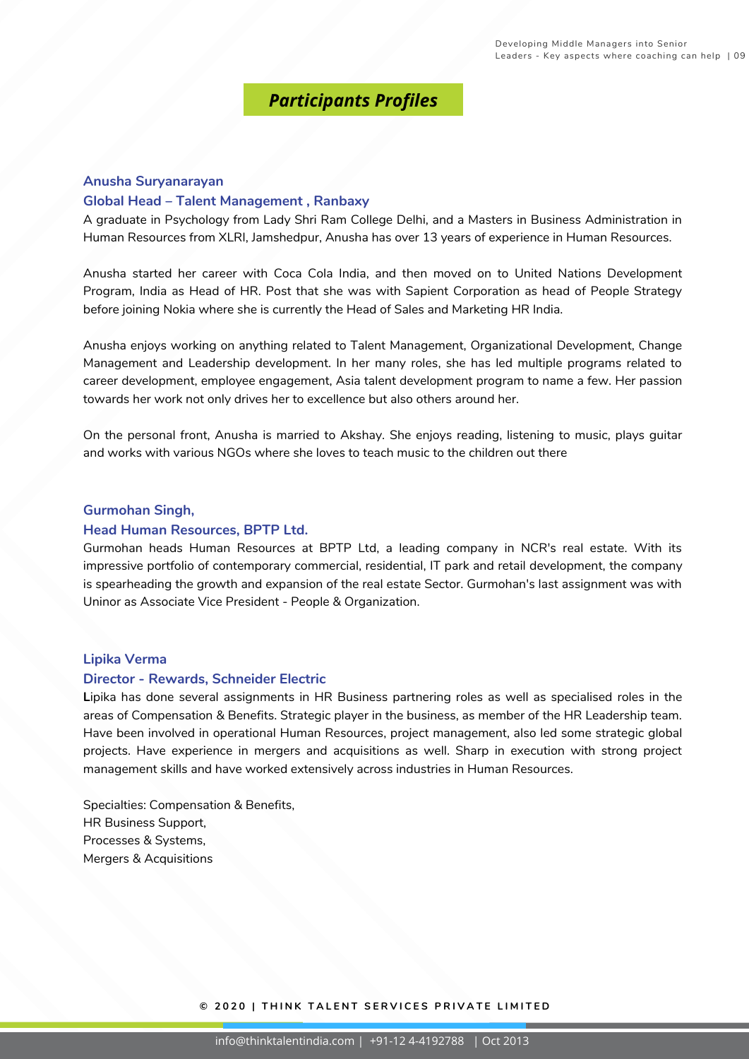# Participants Profiles

### Anusha Suryanarayan

### Global Head – Talent Management , Ranbaxy

A graduate in Psychology from Lady Shri Ram College Delhi, and a Masters in Business Administration in Human Resources from XLRI, Jamshedpur, Anusha has over 13 years of experience in Human Resources.

Anusha started her career with Coca Cola India, and then moved on to United Nations Development Program, India as Head of HR. Post that she was with Sapient Corporation as head of People Strategy before joining Nokia where she is currently the Head of Sales and Marketing HR India.

Anusha enjoys working on anything related to Talent Management, Organizational Development, Change Management and Leadership development. In her many roles, she has led multiple programs related to career development, employee engagement, Asia talent development program to name a few. Her passion towards her work not only drives her to excellence but also others around her.

On the personal front, Anusha is married to Akshay. She enjoys reading, listening to music, plays guitar and works with various NGOs where she loves to teach music to the children out there

### Gurmohan Singh,

### Head Human Resources, BPTP Ltd.

Gurmohan heads Human Resources at BPTP Ltd, a leading company in NCR's real estate. With its impressive portfolio of contemporary commercial, residential, IT park and retail development, the company is spearheading the growth and expansion of the real estate Sector. Gurmohan's last assignment was with Uninor as Associate Vice President - People & Organization.

### Lipika Verma

### Director - Rewards, Schneider Electric

**L**ipika has done several assignments in HR Business partnering roles as well as specialised roles in the areas of Compensation & Benefits. Strategic player in the business, as member of the HR Leadership team. Have been involved in operational Human Resources, project management, also led some strategic global projects. Have experience in mergers and acquisitions as well. Sharp in execution with strong project management skills and have worked extensively across industries in Human Resources.

Specialties: Compensation & Benefits,
HR Business Support,
Processes & Systems,
Mergers & Acquisitions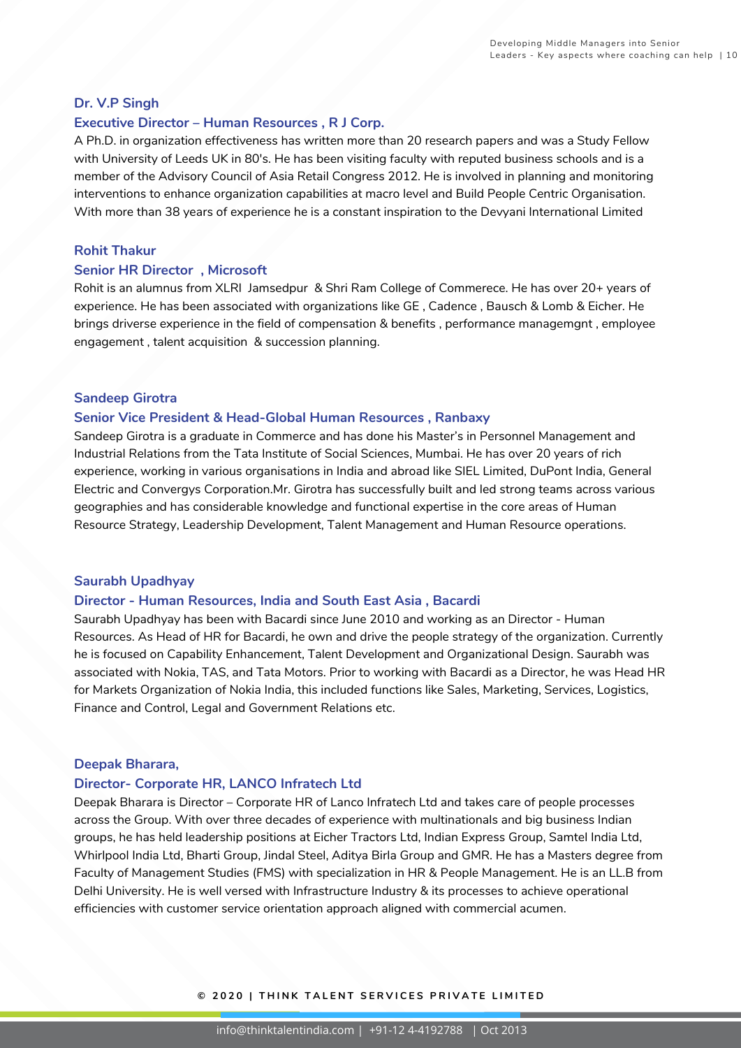**Dr. V.P Singh**

**Executive Director – Human Resources , R J Corp.**

A Ph.D. in organization effectiveness has written more than 20 research papers and was a Study Fellow with University of Leeds UK in 80's. He has been visiting faculty with reputed business schools and is a member of the Advisory Council of Asia Retail Congress 2012. He is involved in planning and monitoring interventions to enhance organization capabilities at macro level and Build People Centric Organisation. With more than 38 years of experience he is a constant inspiration to the Devyani International Limited

**Rohit Thakur**

**Senior HR Director , Microsoft**

Rohit is an alumnus from XLRI Jamsedpur & Shri Ram College of Commerece. He has over 20+ years of experience. He has been associated with organizations like GE , Cadence , Bausch & Lomb & Eicher. He brings driverse experience in the field of compensation & benefits , performance managemgnt , employee engagement , talent acquisition & succession planning.

**Sandeep Girotra**

**Senior Vice President & Head-Global Human Resources , Ranbaxy**

Sandeep Girotra is a graduate in Commerce and has done his Master's in Personnel Management and Industrial Relations from the Tata Institute of Social Sciences, Mumbai. He has over 20 years of rich experience, working in various organisations in India and abroad like SIEL Limited, DuPont India, General Electric and Convergys Corporation.Mr. Girotra has successfully built and led strong teams across various geographies and has considerable knowledge and functional expertise in the core areas of Human Resource Strategy, Leadership Development, Talent Management and Human Resource operations.

**Saurabh Upadhyay**

**Director - Human Resources, India and South East Asia , Bacardi**

Saurabh Upadhyay has been with Bacardi since June 2010 and working as an Director - Human Resources. As Head of HR for Bacardi, he own and drive the people strategy of the organization. Currently he is focused on Capability Enhancement, Talent Development and Organizational Design. Saurabh was associated with Nokia, TAS, and Tata Motors. Prior to working with Bacardi as a Director, he was Head HR for Markets Organization of Nokia India, this included functions like Sales, Marketing, Services, Logistics, Finance and Control, Legal and Government Relations etc.

**Deepak Bharara,**

**Director- Corporate HR, LANCO Infratech Ltd**

Deepak Bharara is Director – Corporate HR of Lanco Infratech Ltd and takes care of people processes across the Group. With over three decades of experience with multinationals and big business Indian groups, he has held leadership positions at Eicher Tractors Ltd, Indian Express Group, Samtel India Ltd, Whirlpool India Ltd, Bharti Group, Jindal Steel, Aditya Birla Group and GMR. He has a Masters degree from Faculty of Management Studies (FMS) with specialization in HR & People Management. He is an LL.B from Delhi University. He is well versed with Infrastructure Industry & its processes to achieve operational efficiencies with customer service orientation approach aligned with commercial acumen.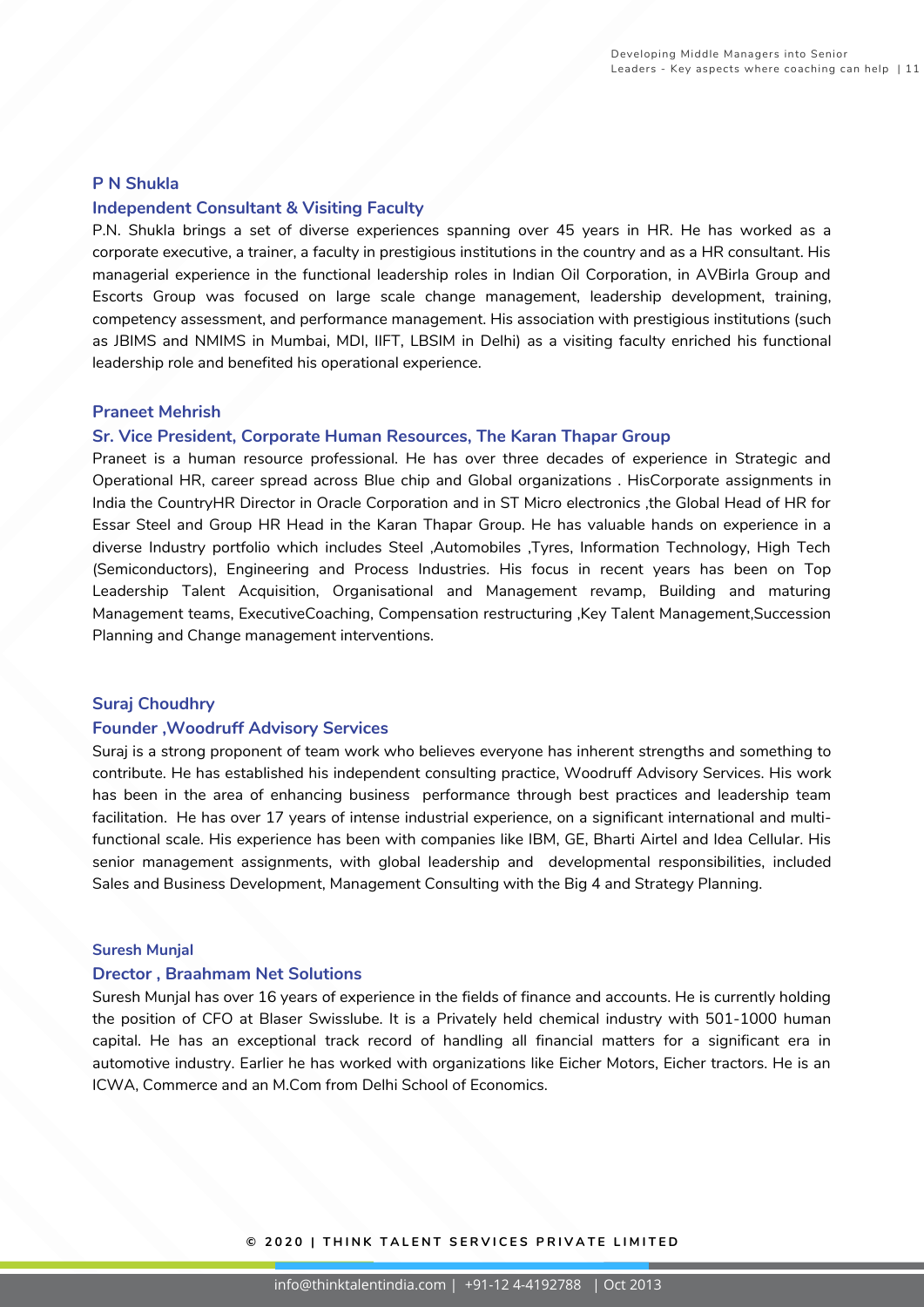**P N Shukla**

**Independent Consultant & Visiting Faculty**

P.N. Shukla brings a set of diverse experiences spanning over 45 years in HR. He has worked as a corporate executive, a trainer, a faculty in prestigious institutions in the country and as a HR consultant. His managerial experience in the functional leadership roles in Indian Oil Corporation, in AVBirla Group and Escorts Group was focused on large scale change management, leadership development, training, competency assessment, and performance management. His association with prestigious institutions (such as JBIMS and NMIMS in Mumbai, MDI, IIFT, LBSIM in Delhi) as a visiting faculty enriched his functional leadership role and benefited his operational experience.

**Praneet Mehrish**

**Sr. Vice President, Corporate Human Resources, The Karan Thapar Group**

Praneet is a human resource professional. He has over three decades of experience in Strategic and Operational HR, career spread across Blue chip and Global organizations . HisCorporate assignments in India the CountryHR Director in Oracle Corporation and in ST Micro electronics ,the Global Head of HR for Essar Steel and Group HR Head in the Karan Thapar Group. He has valuable hands on experience in a diverse Industry portfolio which includes Steel ,Automobiles ,Tyres, Information Technology, High Tech (Semiconductors), Engineering and Process Industries. His focus in recent years has been on Top Leadership Talent Acquisition, Organisational and Management revamp, Building and maturing Management teams, ExecutiveCoaching, Compensation restructuring ,Key Talent Management,Succession Planning and Change management interventions.

**Suraj Choudhry**

**Founder ,Woodruff Advisory Services**

Suraj is a strong proponent of team work who believes everyone has inherent strengths and something to contribute. He has established his independent consulting practice, Woodruff Advisory Services. His work has been in the area of enhancing business performance through best practices and leadership team facilitation. He has over 17 years of intense industrial experience, on a significant international and multi-functional scale. His experience has been with companies like IBM, GE, Bharti Airtel and Idea Cellular. His senior management assignments, with global leadership and developmental responsibilities, included Sales and Business Development, Management Consulting with the Big 4 and Strategy Planning.

**Suresh Munjal**

**Director , Braahmam Net Solutions**

Suresh Munjal has over 16 years of experience in the fields of finance and accounts. He is currently holding the position of CFO at Blaser Swisslube. It is a Privately held chemical industry with 501-1000 human capital. He has an exceptional track record of handling all financial matters for a significant era in automotive industry. Earlier he has worked with organizations like Eicher Motors, Eicher tractors. He is an ICWA, Commerce and an M.Com from Delhi School of Economics.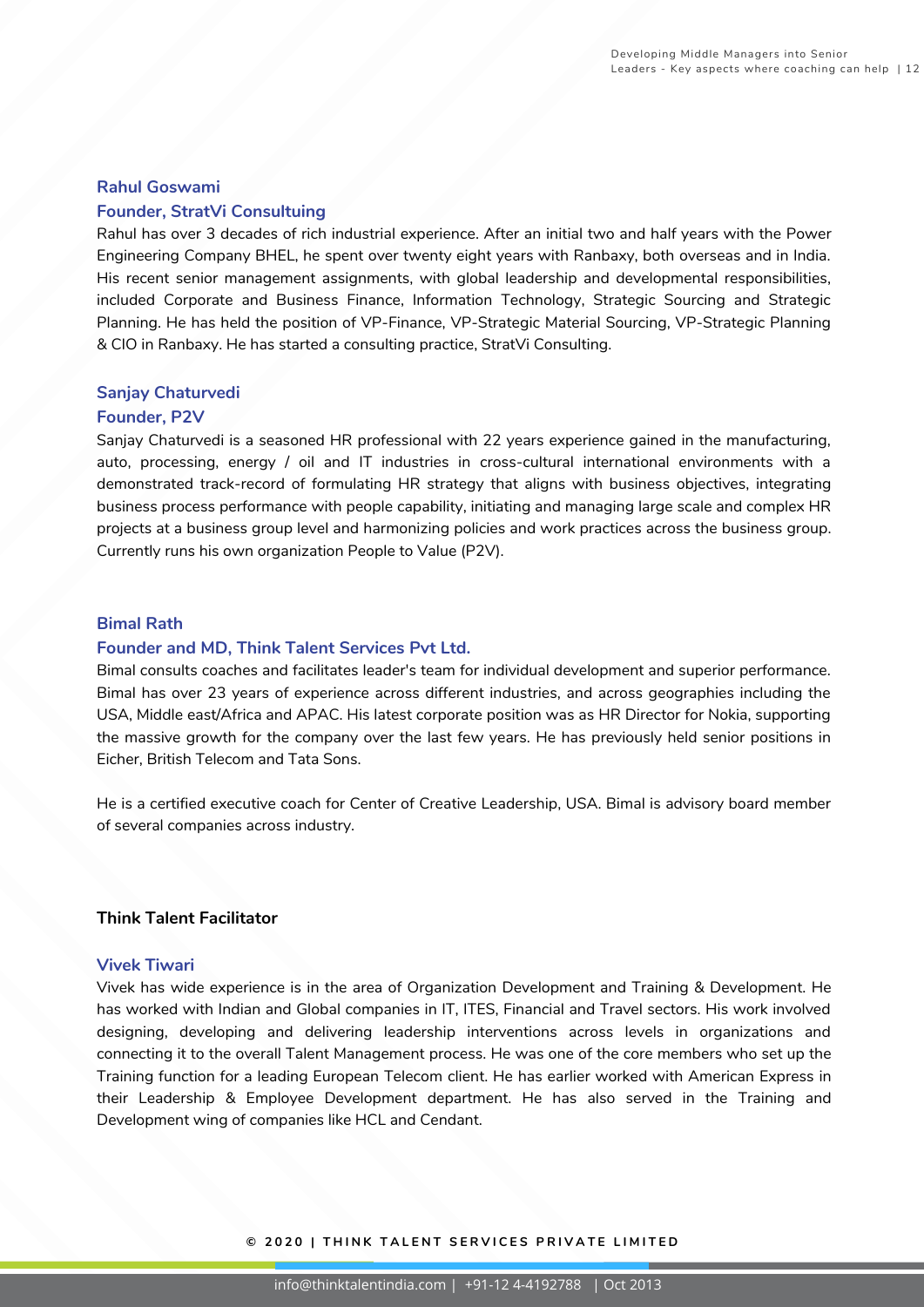### Rahul Goswami

### Founder, StratVi Consultuing

Rahul has over 3 decades of rich industrial experience. After an initial two and half years with the Power Engineering Company BHEL, he spent over twenty eight years with Ranbaxy, both overseas and in India. His recent senior management assignments, with global leadership and developmental responsibilities, included Corporate and Business Finance, Information Technology, Strategic Sourcing and Strategic Planning. He has held the position of VP-Finance, VP-Strategic Material Sourcing, VP-Strategic Planning & CIO in Ranbaxy. He has started a consulting practice, StratVi Consulting.

### Sanjay Chaturvedi

### Founder, P2V

Sanjay Chaturvedi is a seasoned HR professional with 22 years experience gained in the manufacturing, auto, processing, energy / oil and IT industries in cross-cultural international environments with a demonstrated track-record of formulating HR strategy that aligns with business objectives, integrating business process performance with people capability, initiating and managing large scale and complex HR projects at a business group level and harmonizing policies and work practices across the business group. Currently runs his own organization People to Value (P2V).

### Bimal Rath

### Founder and MD, Think Talent Services Pvt Ltd.

Bimal consults coaches and facilitates leader's team for individual development and superior performance. Bimal has over 23 years of experience across different industries, and across geographies including the USA, Middle east/Africa and APAC. His latest corporate position was as HR Director for Nokia, supporting the massive growth for the company over the last few years. He has previously held senior positions in Eicher, British Telecom and Tata Sons.

He is a certified executive coach for Center of Creative Leadership, USA. Bimal is advisory board member of several companies across industry.

## Think Talent Facilitator

### Vivek Tiwari

Vivek has wide experience is in the area of Organization Development and Training & Development. He has worked with Indian and Global companies in IT, ITES, Financial and Travel sectors. His work involved designing, developing and delivering leadership interventions across levels in organizations and connecting it to the overall Talent Management process. He was one of the core members who set up the Training function for a leading European Telecom client. He has earlier worked with American Express in their Leadership & Employee Development department. He has also served in the Training and Development wing of companies like HCL and Cendant.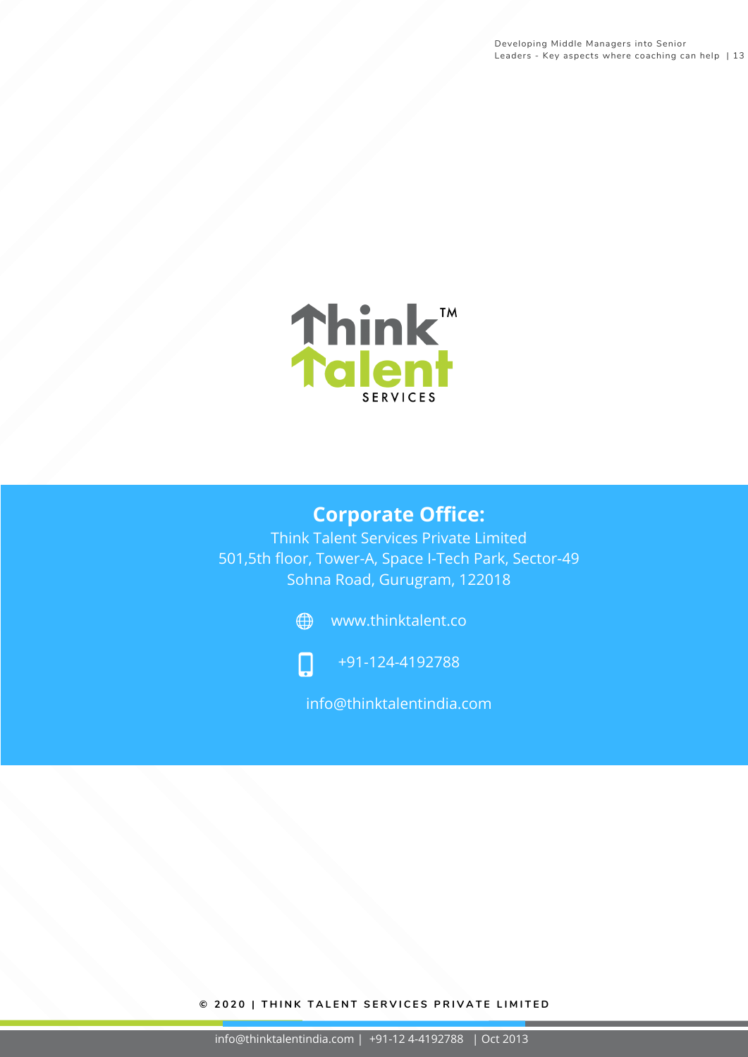Think™ Talent SERVICES

## Corporate Office:

Think Talent Services Private Limited
501,5th floor, Tower-A, Space I-Tech Park, Sector-49
Sohna Road, Gurugram, 122018

www.thinktalent.co

+91-124-4192788

info@thinktalentindia.com

© 2020 | THINK TALENT SERVICES PRIVATE LIMITED